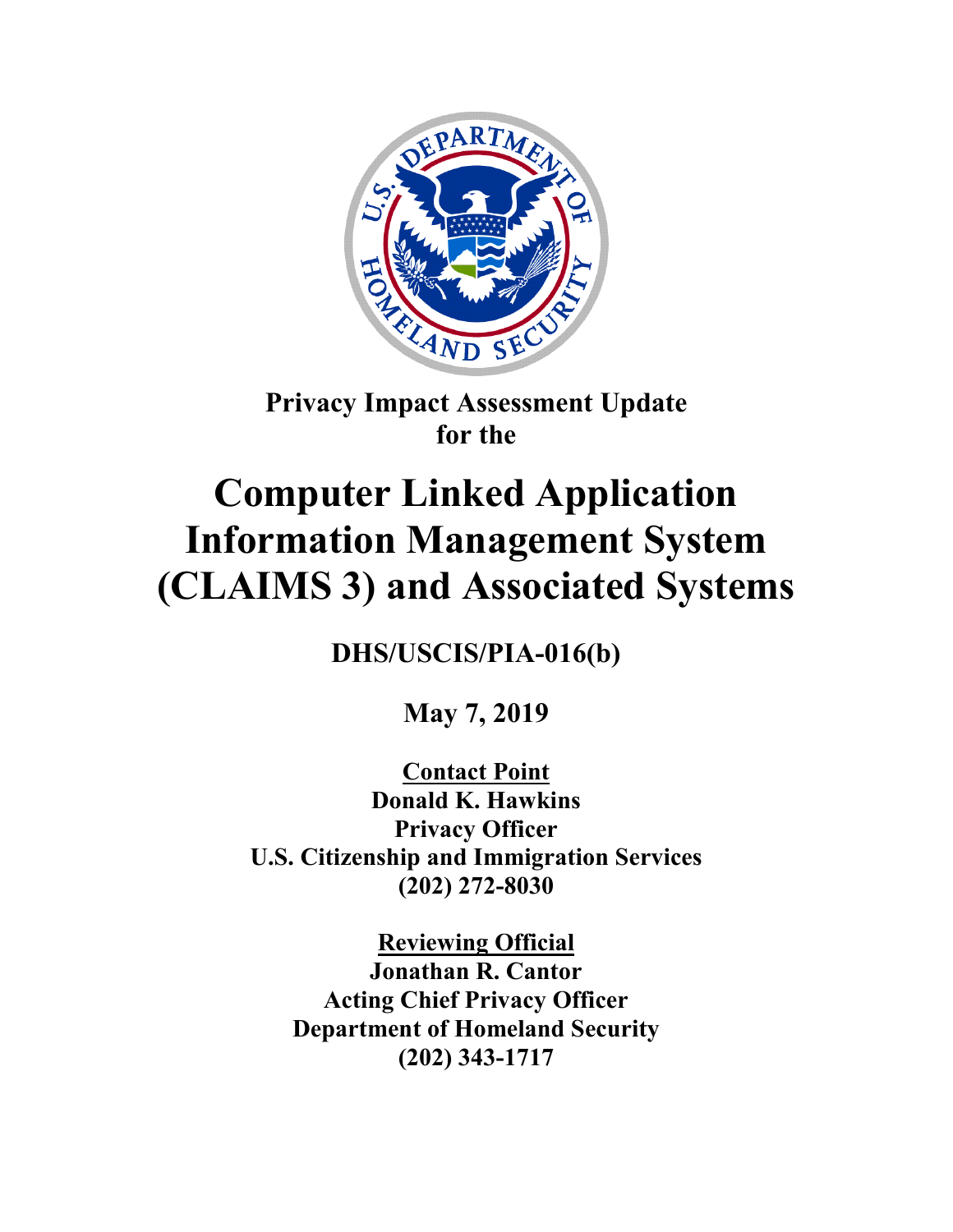**Privacy Impact Assessment Update**
**for the**

# Computer Linked Application Information Management System (CLAIMS 3) and Associated Systems

**DHS/USCIS/PIA-016(b)**

**May 7, 2019**

**Contact Point**
**Donald K. Hawkins**
**Privacy Officer**
**U.S. Citizenship and Immigration Services**
**(202) 272-8030**

**Reviewing Official**
**Jonathan R. Cantor**
**Acting Chief Privacy Officer**
**Department of Homeland Security**
**(202) 343-1717**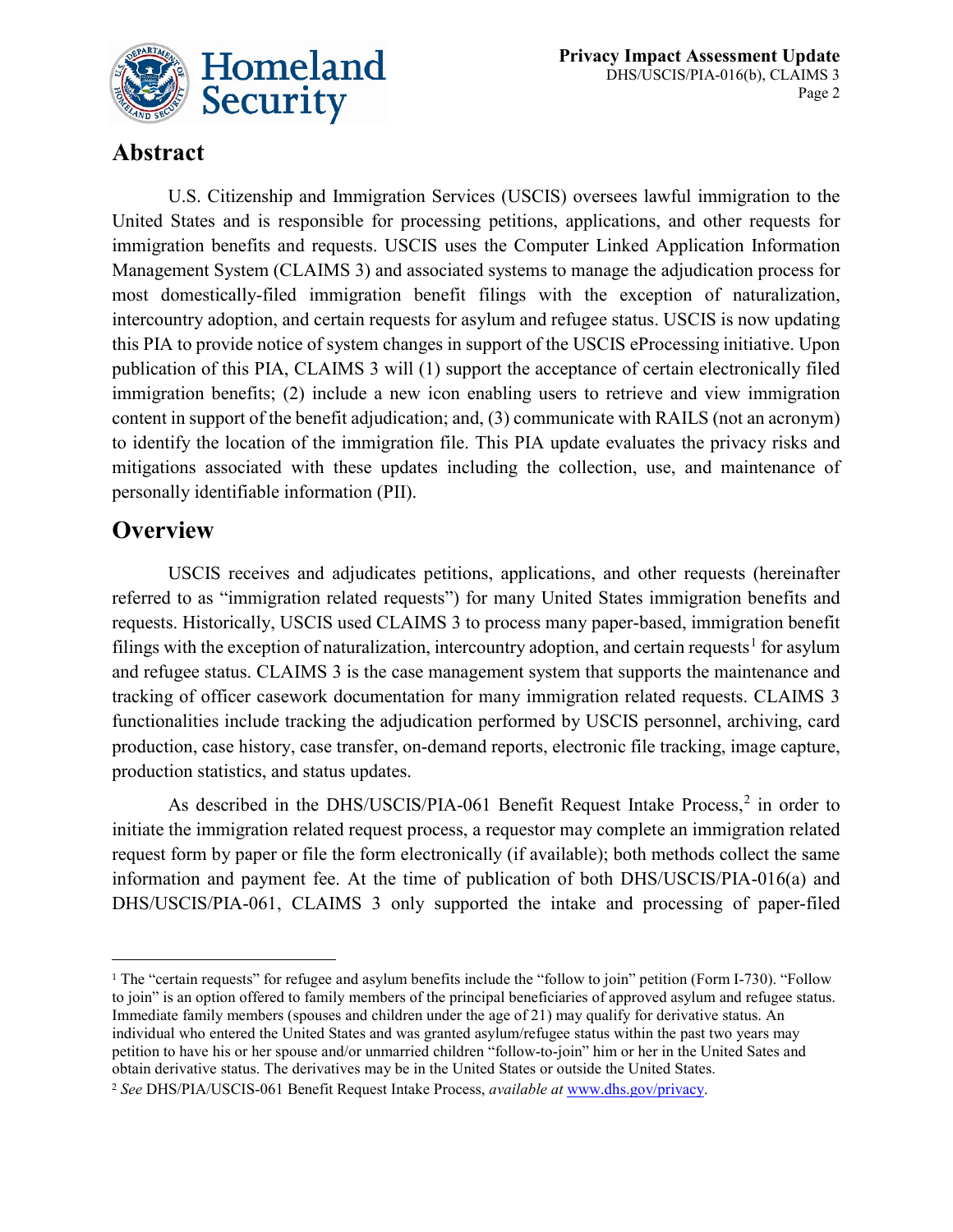## Abstract

U.S. Citizenship and Immigration Services (USCIS) oversees lawful immigration to the United States and is responsible for processing petitions, applications, and other requests for immigration benefits and requests. USCIS uses the Computer Linked Application Information Management System (CLAIMS 3) and associated systems to manage the adjudication process for most domestically-filed immigration benefit filings with the exception of naturalization, intercountry adoption, and certain requests for asylum and refugee status. USCIS is now updating this PIA to provide notice of system changes in support of the USCIS eProcessing initiative. Upon publication of this PIA, CLAIMS 3 will (1) support the acceptance of certain electronically filed immigration benefits; (2) include a new icon enabling users to retrieve and view immigration content in support of the benefit adjudication; and, (3) communicate with RAILS (not an acronym) to identify the location of the immigration file. This PIA update evaluates the privacy risks and mitigations associated with these updates including the collection, use, and maintenance of personally identifiable information (PII).

## Overview

USCIS receives and adjudicates petitions, applications, and other requests (hereinafter referred to as "immigration related requests") for many United States immigration benefits and requests. Historically, USCIS used CLAIMS 3 to process many paper-based, immigration benefit filings with the exception of naturalization, intercountry adoption, and certain requests[1] for asylum and refugee status. CLAIMS 3 is the case management system that supports the maintenance and tracking of officer casework documentation for many immigration related requests. CLAIMS 3 functionalities include tracking the adjudication performed by USCIS personnel, archiving, card production, case history, case transfer, on-demand reports, electronic file tracking, image capture, production statistics, and status updates.

As described in the DHS/USCIS/PIA-061 Benefit Request Intake Process,[2] in order to initiate the immigration related request process, a requestor may complete an immigration related request form by paper or file the form electronically (if available); both methods collect the same information and payment fee. At the time of publication of both DHS/USCIS/PIA-016(a) and DHS/USCIS/PIA-061, CLAIMS 3 only supported the intake and processing of paper-filed

---

[1] The "certain requests" for refugee and asylum benefits include the "follow to join" petition (Form I-730). "Follow to join" is an option offered to family members of the principal beneficiaries of approved asylum and refugee status. Immediate family members (spouses and children under the age of 21) may qualify for derivative status. An individual who entered the United States and was granted asylum/refugee status within the past two years may petition to have his or her spouse and/or unmarried children "follow-to-join" him or her in the United Sates and obtain derivative status. The derivatives may be in the United States or outside the United States.

[2] *See* DHS/PIA/USCIS-061 Benefit Request Intake Process, *available at* www.dhs.gov/privacy.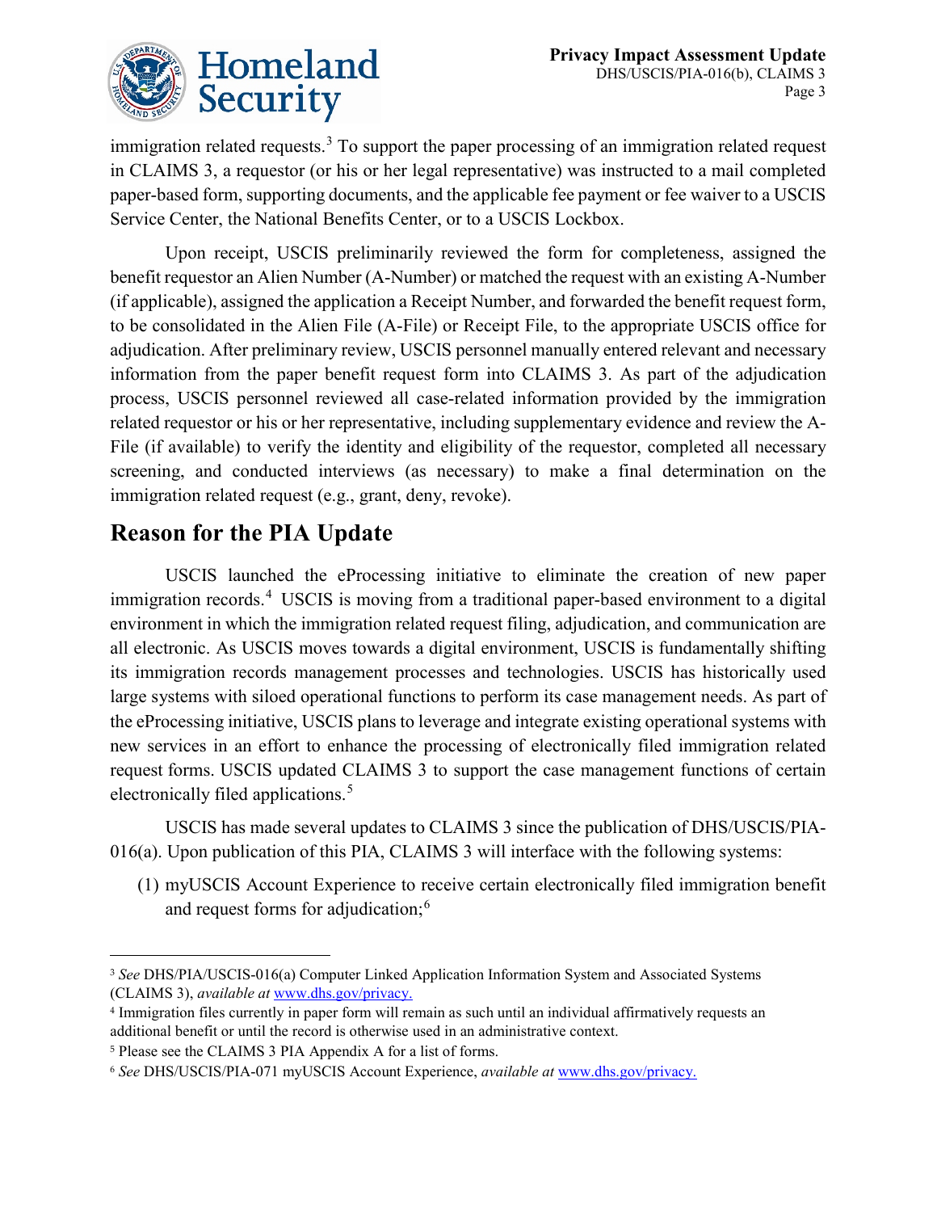immigration related requests.[3] To support the paper processing of an immigration related request in CLAIMS 3, a requestor (or his or her legal representative) was instructed to a mail completed paper-based form, supporting documents, and the applicable fee payment or fee waiver to a USCIS Service Center, the National Benefits Center, or to a USCIS Lockbox.

Upon receipt, USCIS preliminarily reviewed the form for completeness, assigned the benefit requestor an Alien Number (A-Number) or matched the request with an existing A-Number (if applicable), assigned the application a Receipt Number, and forwarded the benefit request form, to be consolidated in the Alien File (A-File) or Receipt File, to the appropriate USCIS office for adjudication. After preliminary review, USCIS personnel manually entered relevant and necessary information from the paper benefit request form into CLAIMS 3. As part of the adjudication process, USCIS personnel reviewed all case-related information provided by the immigration related requestor or his or her representative, including supplementary evidence and review the A-File (if available) to verify the identity and eligibility of the requestor, completed all necessary screening, and conducted interviews (as necessary) to make a final determination on the immigration related request (e.g., grant, deny, revoke).

## Reason for the PIA Update

USCIS launched the eProcessing initiative to eliminate the creation of new paper immigration records.[4] USCIS is moving from a traditional paper-based environment to a digital environment in which the immigration related request filing, adjudication, and communication are all electronic. As USCIS moves towards a digital environment, USCIS is fundamentally shifting its immigration records management processes and technologies. USCIS has historically used large systems with siloed operational functions to perform its case management needs. As part of the eProcessing initiative, USCIS plans to leverage and integrate existing operational systems with new services in an effort to enhance the processing of electronically filed immigration related request forms. USCIS updated CLAIMS 3 to support the case management functions of certain electronically filed applications.[5]

USCIS has made several updates to CLAIMS 3 since the publication of DHS/USCIS/PIA-016(a). Upon publication of this PIA, CLAIMS 3 will interface with the following systems:

(1) myUSCIS Account Experience to receive certain electronically filed immigration benefit and request forms for adjudication;[6]

---

[3] *See* DHS/PIA/USCIS-016(a) Computer Linked Application Information System and Associated Systems (CLAIMS 3), *available at* www.dhs.gov/privacy.

[4] Immigration files currently in paper form will remain as such until an individual affirmatively requests an additional benefit or until the record is otherwise used in an administrative context.

[5] Please see the CLAIMS 3 PIA Appendix A for a list of forms.

[6] *See* DHS/USCIS/PIA-071 myUSCIS Account Experience, *available at* www.dhs.gov/privacy.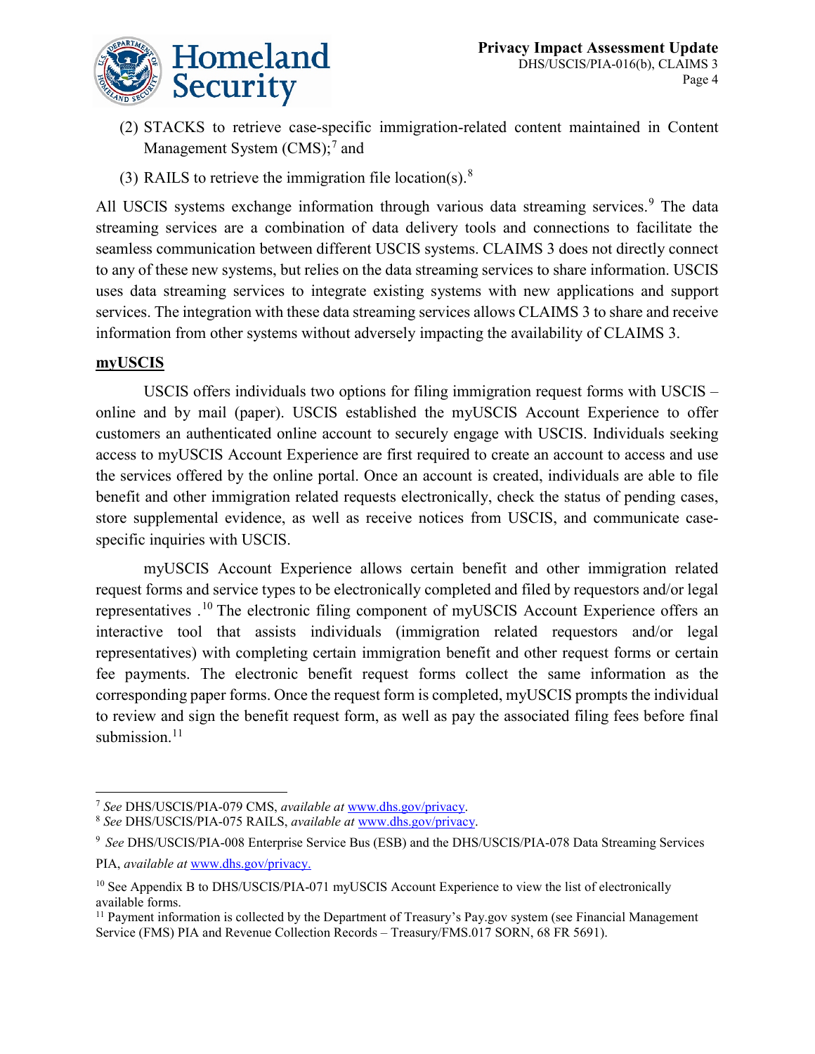(2) STACKS to retrieve case-specific immigration-related content maintained in Content Management System (CMS);[7] and

(3) RAILS to retrieve the immigration file location(s).[8]

All USCIS systems exchange information through various data streaming services.[9] The data streaming services are a combination of data delivery tools and connections to facilitate the seamless communication between different USCIS systems. CLAIMS 3 does not directly connect to any of these new systems, but relies on the data streaming services to share information. USCIS uses data streaming services to integrate existing systems with new applications and support services. The integration with these data streaming services allows CLAIMS 3 to share and receive information from other systems without adversely impacting the availability of CLAIMS 3.

**myUSCIS**

USCIS offers individuals two options for filing immigration request forms with USCIS – online and by mail (paper). USCIS established the myUSCIS Account Experience to offer customers an authenticated online account to securely engage with USCIS. Individuals seeking access to myUSCIS Account Experience are first required to create an account to access and use the services offered by the online portal. Once an account is created, individuals are able to file benefit and other immigration related requests electronically, check the status of pending cases, store supplemental evidence, as well as receive notices from USCIS, and communicate case-specific inquiries with USCIS.

myUSCIS Account Experience allows certain benefit and other immigration related request forms and service types to be electronically completed and filed by requestors and/or legal representatives .[10] The electronic filing component of myUSCIS Account Experience offers an interactive tool that assists individuals (immigration related requestors and/or legal representatives) with completing certain immigration benefit and other request forms or certain fee payments. The electronic benefit request forms collect the same information as the corresponding paper forms. Once the request form is completed, myUSCIS prompts the individual to review and sign the benefit request form, as well as pay the associated filing fees before final submission.[11]

---

[7] *See* DHS/USCIS/PIA-079 CMS, *available at* www.dhs.gov/privacy.

[8] *See* DHS/USCIS/PIA-075 RAILS, *available at* www.dhs.gov/privacy.

[9] *See* DHS/USCIS/PIA-008 Enterprise Service Bus (ESB) and the DHS/USCIS/PIA-078 Data Streaming Services PIA, *available at* www.dhs.gov/privacy.

[10] See Appendix B to DHS/USCIS/PIA-071 myUSCIS Account Experience to view the list of electronically available forms.

[11] Payment information is collected by the Department of Treasury's Pay.gov system (see Financial Management Service (FMS) PIA and Revenue Collection Records – Treasury/FMS.017 SORN, 68 FR 5691).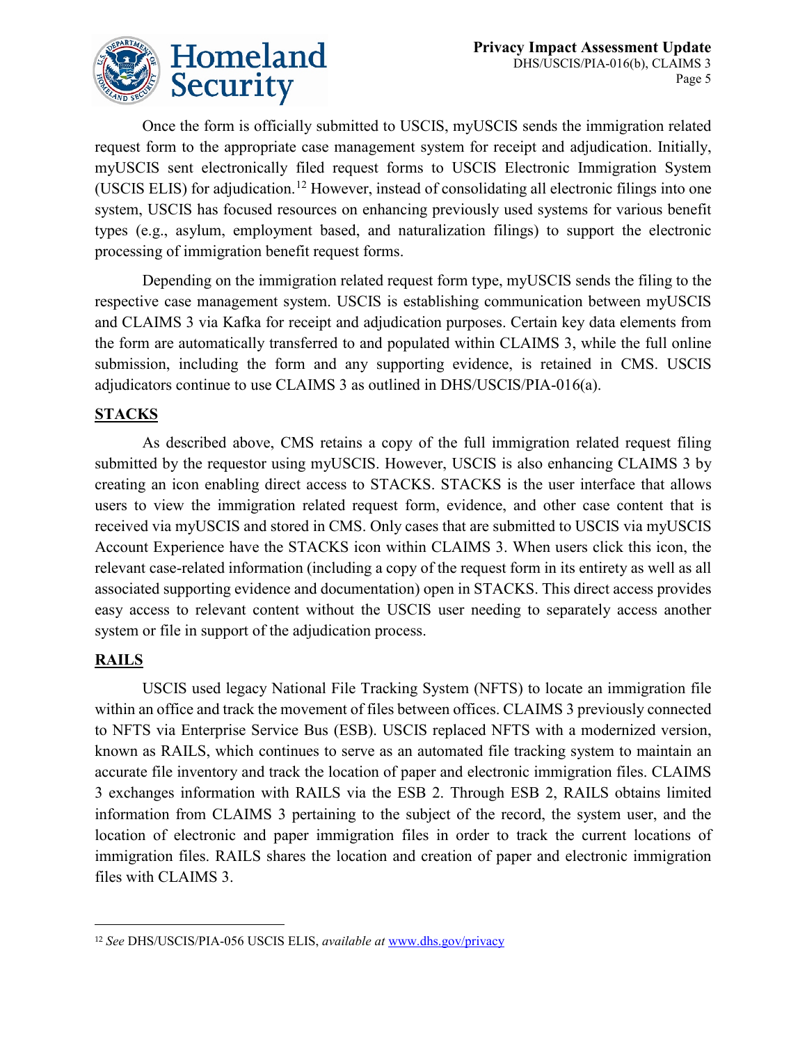Once the form is officially submitted to USCIS, myUSCIS sends the immigration related request form to the appropriate case management system for receipt and adjudication. Initially, myUSCIS sent electronically filed request forms to USCIS Electronic Immigration System (USCIS ELIS) for adjudication.[12] However, instead of consolidating all electronic filings into one system, USCIS has focused resources on enhancing previously used systems for various benefit types (e.g., asylum, employment based, and naturalization filings) to support the electronic processing of immigration benefit request forms.

Depending on the immigration related request form type, myUSCIS sends the filing to the respective case management system. USCIS is establishing communication between myUSCIS and CLAIMS 3 via Kafka for receipt and adjudication purposes. Certain key data elements from the form are automatically transferred to and populated within CLAIMS 3, while the full online submission, including the form and any supporting evidence, is retained in CMS. USCIS adjudicators continue to use CLAIMS 3 as outlined in DHS/USCIS/PIA-016(a).

**STACKS**

As described above, CMS retains a copy of the full immigration related request filing submitted by the requestor using myUSCIS. However, USCIS is also enhancing CLAIMS 3 by creating an icon enabling direct access to STACKS. STACKS is the user interface that allows users to view the immigration related request form, evidence, and other case content that is received via myUSCIS and stored in CMS. Only cases that are submitted to USCIS via myUSCIS Account Experience have the STACKS icon within CLAIMS 3. When users click this icon, the relevant case-related information (including a copy of the request form in its entirety as well as all associated supporting evidence and documentation) open in STACKS. This direct access provides easy access to relevant content without the USCIS user needing to separately access another system or file in support of the adjudication process.

**RAILS**

USCIS used legacy National File Tracking System (NFTS) to locate an immigration file within an office and track the movement of files between offices. CLAIMS 3 previously connected to NFTS via Enterprise Service Bus (ESB). USCIS replaced NFTS with a modernized version, known as RAILS, which continues to serve as an automated file tracking system to maintain an accurate file inventory and track the location of paper and electronic immigration files. CLAIMS 3 exchanges information with RAILS via the ESB 2. Through ESB 2, RAILS obtains limited information from CLAIMS 3 pertaining to the subject of the record, the system user, and the location of electronic and paper immigration files in order to track the current locations of immigration files. RAILS shares the location and creation of paper and electronic immigration files with CLAIMS 3.

---

[12] *See* DHS/USCIS/PIA-056 USCIS ELIS, *available at* [www.dhs.gov/privacy](www.dhs.gov/privacy)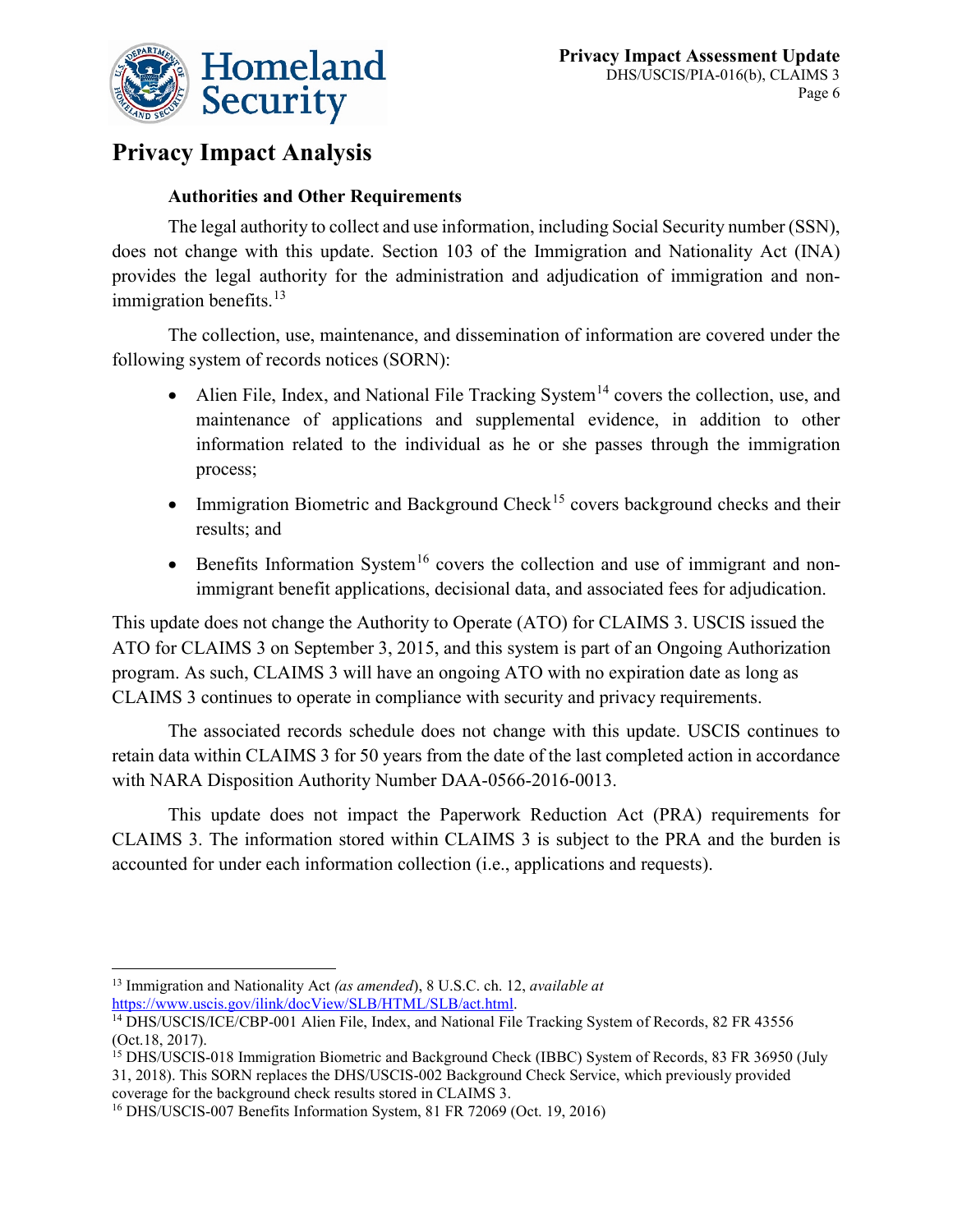# Privacy Impact Analysis

### Authorities and Other Requirements

The legal authority to collect and use information, including Social Security number (SSN), does not change with this update. Section 103 of the Immigration and Nationality Act (INA) provides the legal authority for the administration and adjudication of immigration and non-immigration benefits.[13]

The collection, use, maintenance, and dissemination of information are covered under the following system of records notices (SORN):

- Alien File, Index, and National File Tracking System[14] covers the collection, use, and maintenance of applications and supplemental evidence, in addition to other information related to the individual as he or she passes through the immigration process;
- Immigration Biometric and Background Check[15] covers background checks and their results; and
- Benefits Information System[16] covers the collection and use of immigrant and non-immigrant benefit applications, decisional data, and associated fees for adjudication.

This update does not change the Authority to Operate (ATO) for CLAIMS 3. USCIS issued the ATO for CLAIMS 3 on September 3, 2015, and this system is part of an Ongoing Authorization program. As such, CLAIMS 3 will have an ongoing ATO with no expiration date as long as CLAIMS 3 continues to operate in compliance with security and privacy requirements.

The associated records schedule does not change with this update. USCIS continues to retain data within CLAIMS 3 for 50 years from the date of the last completed action in accordance with NARA Disposition Authority Number DAA-0566-2016-0013.

This update does not impact the Paperwork Reduction Act (PRA) requirements for CLAIMS 3. The information stored within CLAIMS 3 is subject to the PRA and the burden is accounted for under each information collection (i.e., applications and requests).

---

[13] Immigration and Nationality Act *(as amended)*, 8 U.S.C. ch. 12, *available at* https://www.uscis.gov/ilink/docView/SLB/HTML/SLB/act.html.

[14] DHS/USCIS/ICE/CBP-001 Alien File, Index, and National File Tracking System of Records, 82 FR 43556 (Oct.18, 2017).

[15] DHS/USCIS-018 Immigration Biometric and Background Check (IBBC) System of Records, 83 FR 36950 (July 31, 2018). This SORN replaces the DHS/USCIS-002 Background Check Service, which previously provided coverage for the background check results stored in CLAIMS 3.

[16] DHS/USCIS-007 Benefits Information System, 81 FR 72069 (Oct. 19, 2016)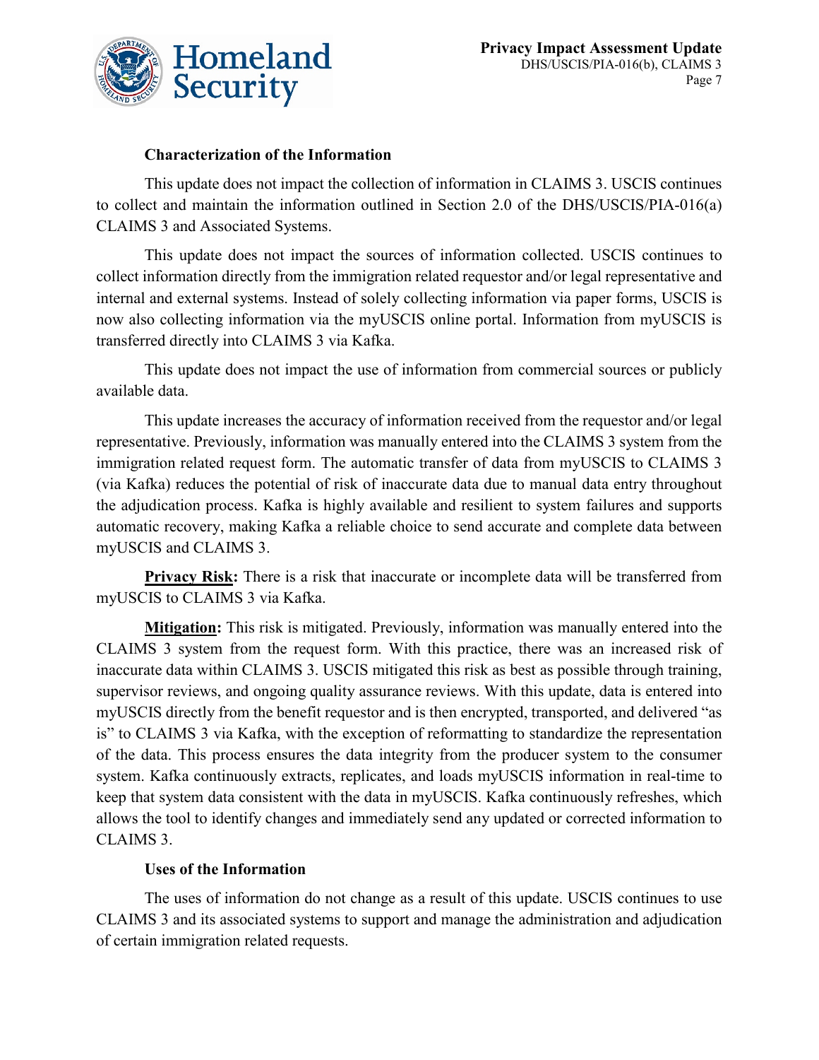### Characterization of the Information

This update does not impact the collection of information in CLAIMS 3. USCIS continues to collect and maintain the information outlined in Section 2.0 of the DHS/USCIS/PIA-016(a) CLAIMS 3 and Associated Systems.

This update does not impact the sources of information collected. USCIS continues to collect information directly from the immigration related requestor and/or legal representative and internal and external systems. Instead of solely collecting information via paper forms, USCIS is now also collecting information via the myUSCIS online portal. Information from myUSCIS is transferred directly into CLAIMS 3 via Kafka.

This update does not impact the use of information from commercial sources or publicly available data.

This update increases the accuracy of information received from the requestor and/or legal representative. Previously, information was manually entered into the CLAIMS 3 system from the immigration related request form. The automatic transfer of data from myUSCIS to CLAIMS 3 (via Kafka) reduces the potential of risk of inaccurate data due to manual data entry throughout the adjudication process. Kafka is highly available and resilient to system failures and supports automatic recovery, making Kafka a reliable choice to send accurate and complete data between myUSCIS and CLAIMS 3.

**Privacy Risk:** There is a risk that inaccurate or incomplete data will be transferred from myUSCIS to CLAIMS 3 via Kafka.

**Mitigation:** This risk is mitigated. Previously, information was manually entered into the CLAIMS 3 system from the request form. With this practice, there was an increased risk of inaccurate data within CLAIMS 3. USCIS mitigated this risk as best as possible through training, supervisor reviews, and ongoing quality assurance reviews. With this update, data is entered into myUSCIS directly from the benefit requestor and is then encrypted, transported, and delivered "as is" to CLAIMS 3 via Kafka, with the exception of reformatting to standardize the representation of the data. This process ensures the data integrity from the producer system to the consumer system. Kafka continuously extracts, replicates, and loads myUSCIS information in real-time to keep that system data consistent with the data in myUSCIS. Kafka continuously refreshes, which allows the tool to identify changes and immediately send any updated or corrected information to CLAIMS 3.

### Uses of the Information

The uses of information do not change as a result of this update. USCIS continues to use CLAIMS 3 and its associated systems to support and manage the administration and adjudication of certain immigration related requests.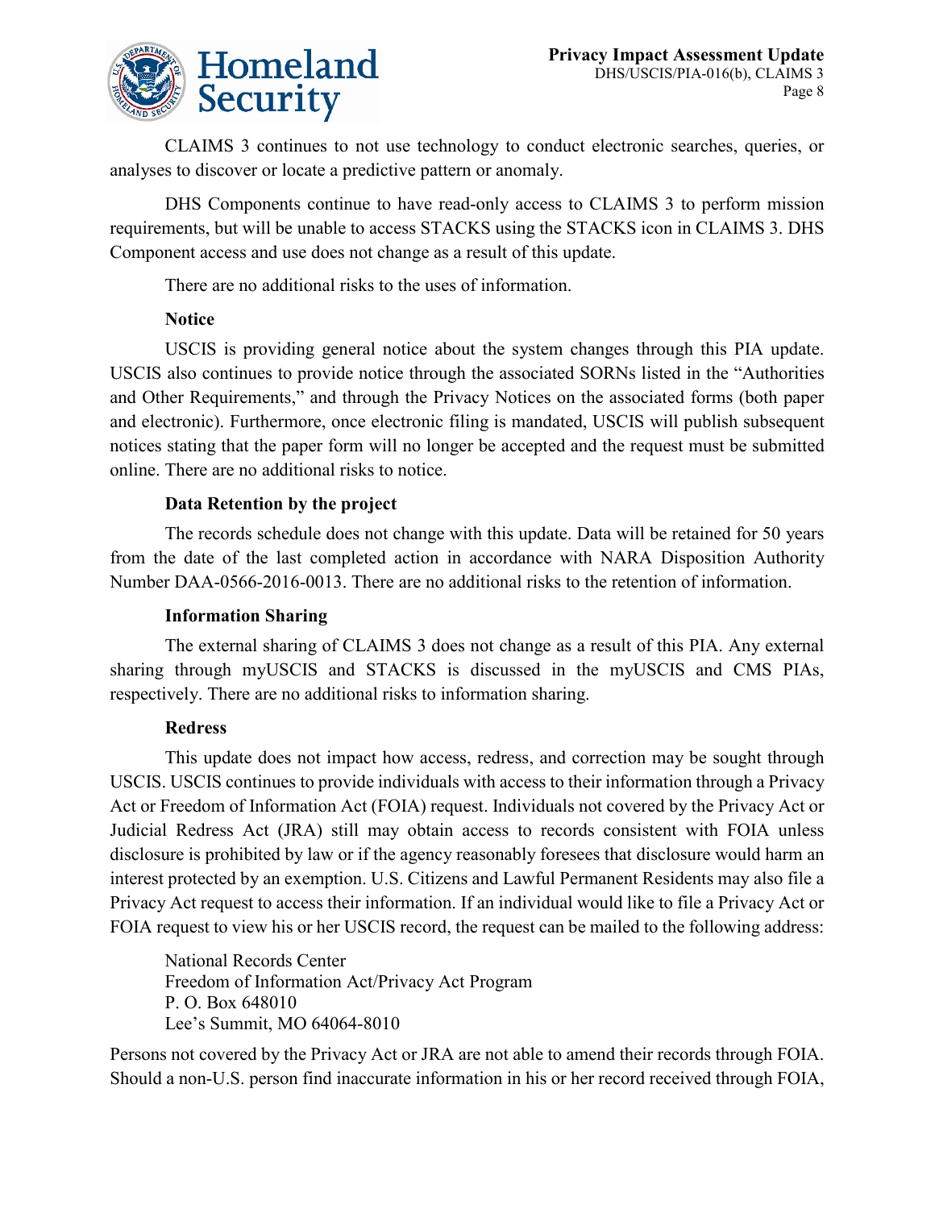CLAIMS 3 continues to not use technology to conduct electronic searches, queries, or analyses to discover or locate a predictive pattern or anomaly.

DHS Components continue to have read-only access to CLAIMS 3 to perform mission requirements, but will be unable to access STACKS using the STACKS icon in CLAIMS 3. DHS Component access and use does not change as a result of this update.

There are no additional risks to the uses of information.

**Notice**

USCIS is providing general notice about the system changes through this PIA update. USCIS also continues to provide notice through the associated SORNs listed in the "Authorities and Other Requirements," and through the Privacy Notices on the associated forms (both paper and electronic). Furthermore, once electronic filing is mandated, USCIS will publish subsequent notices stating that the paper form will no longer be accepted and the request must be submitted online. There are no additional risks to notice.

**Data Retention by the project**

The records schedule does not change with this update. Data will be retained for 50 years from the date of the last completed action in accordance with NARA Disposition Authority Number DAA-0566-2016-0013. There are no additional risks to the retention of information.

**Information Sharing**

The external sharing of CLAIMS 3 does not change as a result of this PIA. Any external sharing through myUSCIS and STACKS is discussed in the myUSCIS and CMS PIAs, respectively. There are no additional risks to information sharing.

**Redress**

This update does not impact how access, redress, and correction may be sought through USCIS. USCIS continues to provide individuals with access to their information through a Privacy Act or Freedom of Information Act (FOIA) request. Individuals not covered by the Privacy Act or Judicial Redress Act (JRA) still may obtain access to records consistent with FOIA unless disclosure is prohibited by law or if the agency reasonably foresees that disclosure would harm an interest protected by an exemption. U.S. Citizens and Lawful Permanent Residents may also file a Privacy Act request to access their information. If an individual would like to file a Privacy Act or FOIA request to view his or her USCIS record, the request can be mailed to the following address:

National Records Center  
Freedom of Information Act/Privacy Act Program  
P. O. Box 648010  
Lee's Summit, MO 64064-8010

Persons not covered by the Privacy Act or JRA are not able to amend their records through FOIA. Should a non-U.S. person find inaccurate information in his or her record received through FOIA,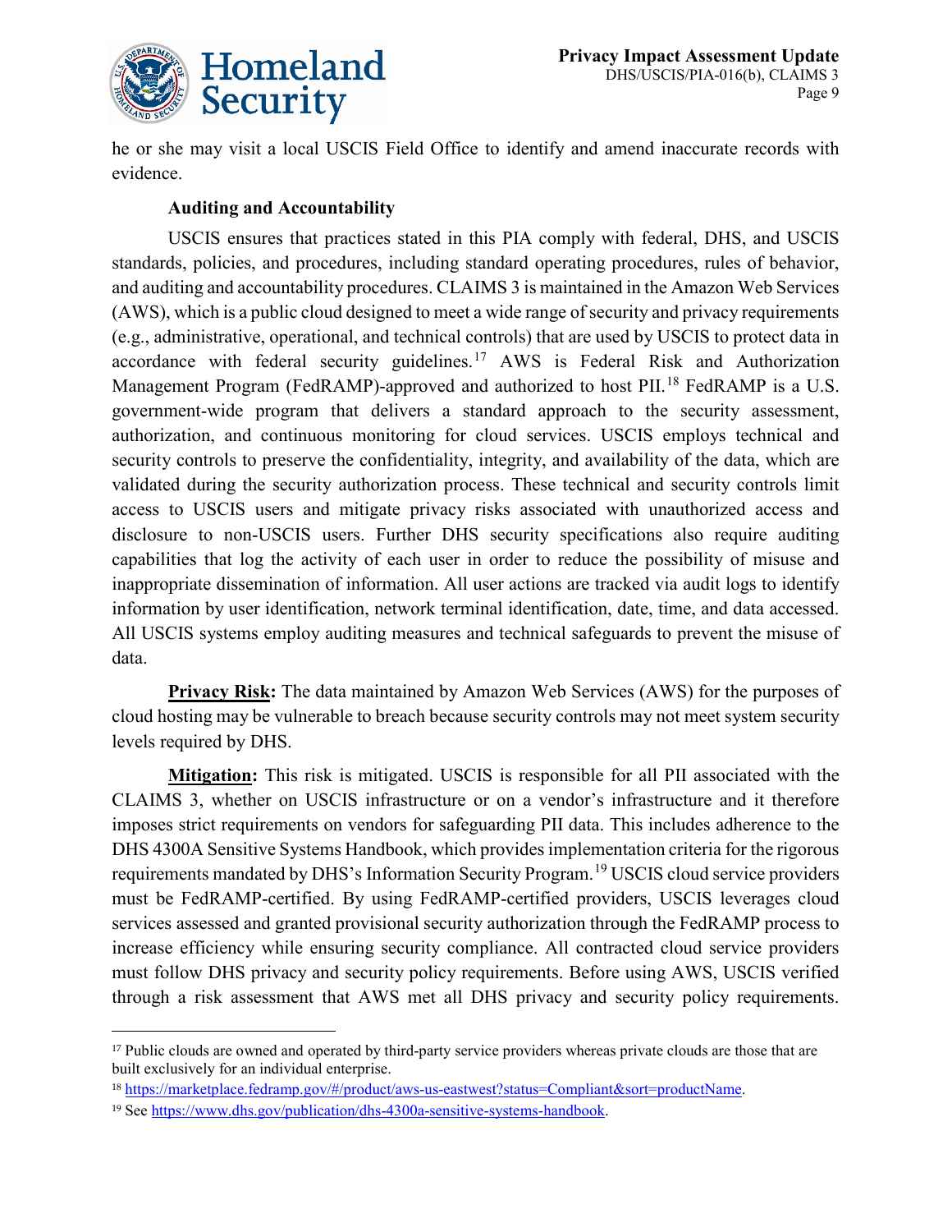he or she may visit a local USCIS Field Office to identify and amend inaccurate records with evidence.

**Auditing and Accountability**

USCIS ensures that practices stated in this PIA comply with federal, DHS, and USCIS standards, policies, and procedures, including standard operating procedures, rules of behavior, and auditing and accountability procedures. CLAIMS 3 is maintained in the Amazon Web Services (AWS), which is a public cloud designed to meet a wide range of security and privacy requirements (e.g., administrative, operational, and technical controls) that are used by USCIS to protect data in accordance with federal security guidelines.[17] AWS is Federal Risk and Authorization Management Program (FedRAMP)-approved and authorized to host PII.[18] FedRAMP is a U.S. government-wide program that delivers a standard approach to the security assessment, authorization, and continuous monitoring for cloud services. USCIS employs technical and security controls to preserve the confidentiality, integrity, and availability of the data, which are validated during the security authorization process. These technical and security controls limit access to USCIS users and mitigate privacy risks associated with unauthorized access and disclosure to non-USCIS users. Further DHS security specifications also require auditing capabilities that log the activity of each user in order to reduce the possibility of misuse and inappropriate dissemination of information. All user actions are tracked via audit logs to identify information by user identification, network terminal identification, date, time, and data accessed. All USCIS systems employ auditing measures and technical safeguards to prevent the misuse of data.

**Privacy Risk:** The data maintained by Amazon Web Services (AWS) for the purposes of cloud hosting may be vulnerable to breach because security controls may not meet system security levels required by DHS.

**Mitigation:** This risk is mitigated. USCIS is responsible for all PII associated with the CLAIMS 3, whether on USCIS infrastructure or on a vendor's infrastructure and it therefore imposes strict requirements on vendors for safeguarding PII data. This includes adherence to the DHS 4300A Sensitive Systems Handbook, which provides implementation criteria for the rigorous requirements mandated by DHS's Information Security Program.[19] USCIS cloud service providers must be FedRAMP-certified. By using FedRAMP-certified providers, USCIS leverages cloud services assessed and granted provisional security authorization through the FedRAMP process to increase efficiency while ensuring security compliance. All contracted cloud service providers must follow DHS privacy and security policy requirements. Before using AWS, USCIS verified through a risk assessment that AWS met all DHS privacy and security policy requirements.

---

[17] Public clouds are owned and operated by third-party service providers whereas private clouds are those that are built exclusively for an individual enterprise.

[18] https://marketplace.fedramp.gov/#/product/aws-us-eastwest?status=Compliant&sort=productName.

[19] See https://www.dhs.gov/publication/dhs-4300a-sensitive-systems-handbook.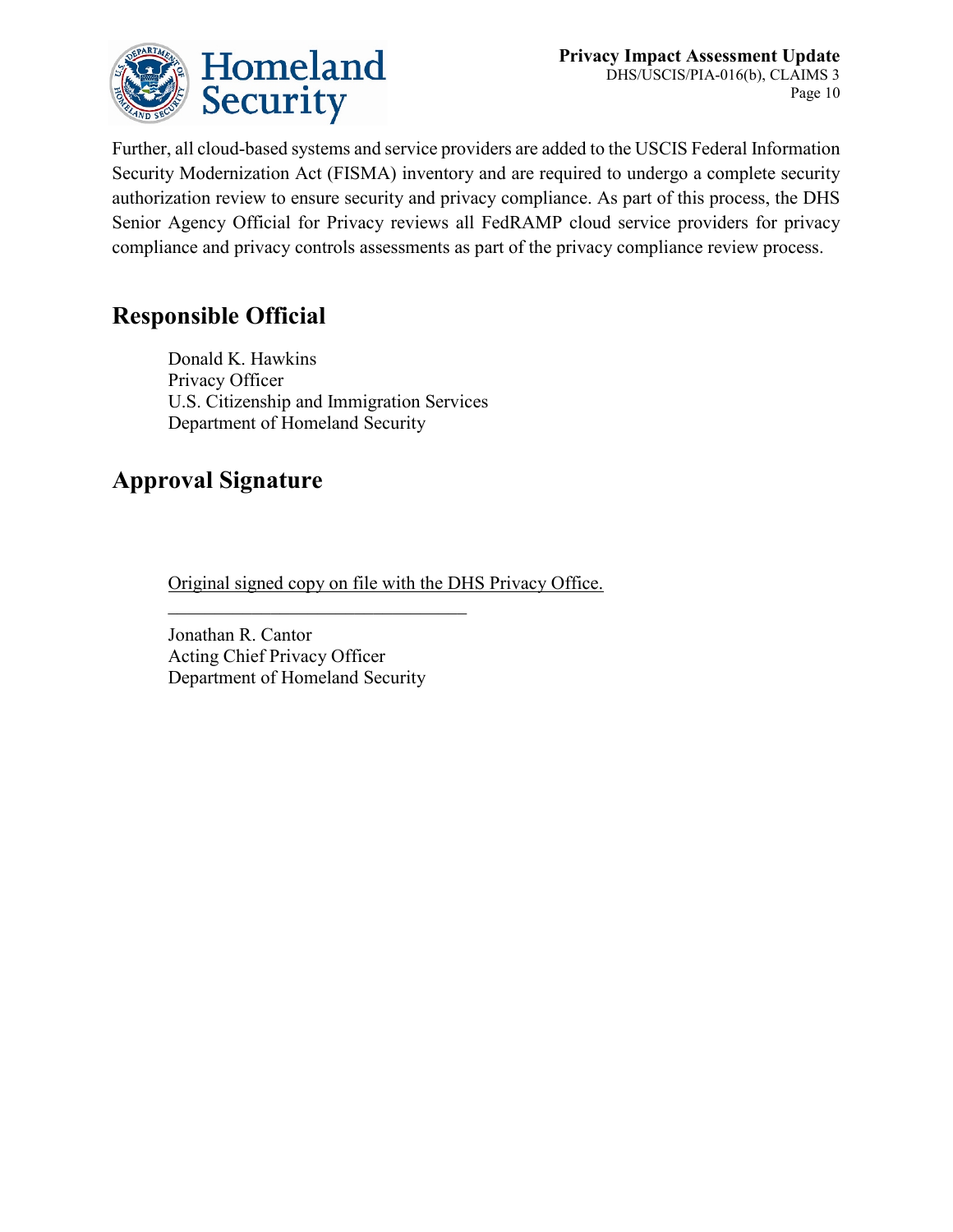Further, all cloud-based systems and service providers are added to the USCIS Federal Information Security Modernization Act (FISMA) inventory and are required to undergo a complete security authorization review to ensure security and privacy compliance. As part of this process, the DHS Senior Agency Official for Privacy reviews all FedRAMP cloud service providers for privacy compliance and privacy controls assessments as part of the privacy compliance review process.

## Responsible Official

Donald K. Hawkins
Privacy Officer
U.S. Citizenship and Immigration Services
Department of Homeland Security

## Approval Signature

Original signed copy on file with the DHS Privacy Office.

________________________________

Jonathan R. Cantor
Acting Chief Privacy Officer
Department of Homeland Security